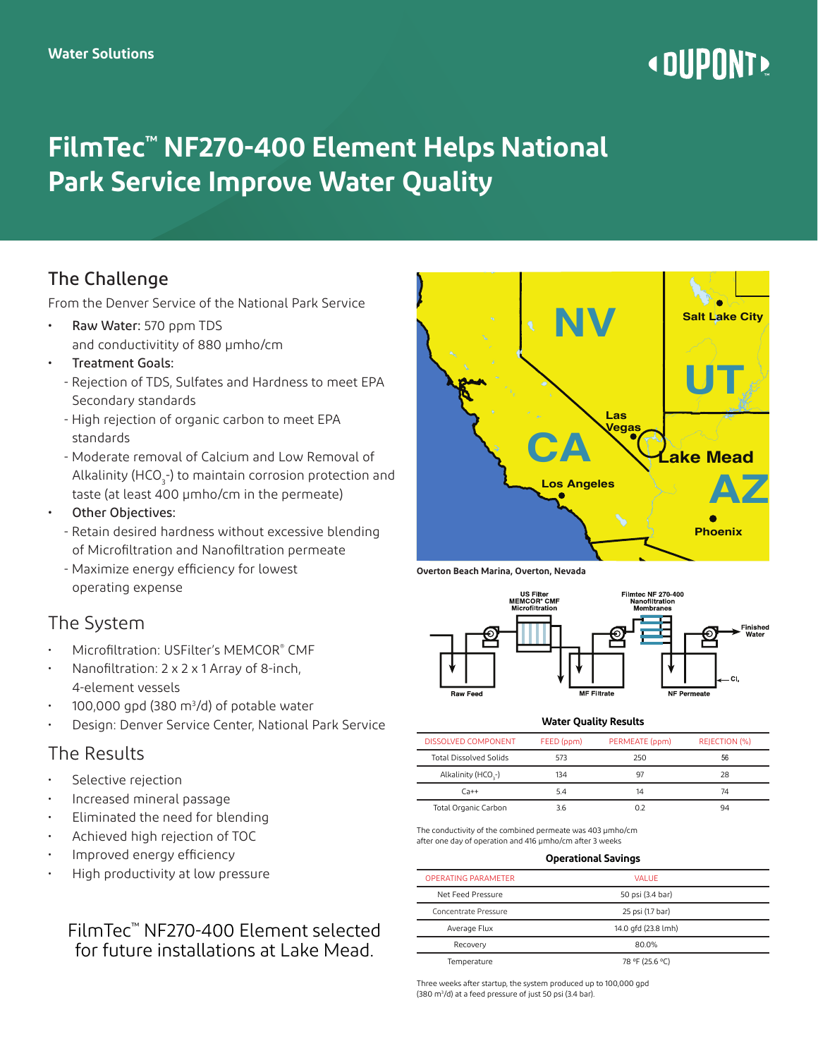Water Solutions

# FilmTec™ NF270-400 Element Helps National Park Service Improve Water Quality

## The Challenge

From the Denver Service of the National Park Service

- Raw Water: 570 ppm TDS and conductivity of 880 µmho/cm
- Treatment Goals:
  - Rejection of TDS, Sulfates and Hardness to meet EPA Secondary standards
  - High rejection of organic carbon to meet EPA standards
  - Moderate removal of Calcium and Low Removal of Alkalinity ($HCO_3^-$) to maintain corrosion protection and taste (at least 400 µmho/cm in the permeate)
- Other Objectives:
  - Retain desired hardness without excessive blending of Microfiltration and Nanofiltration permeate
  - Maximize energy efficiency for lowest operating expense

## The System

- Microfiltration: USFilter's MEMCOR® CMF
- Nanofiltration: 2 x 2 x 1 Array of 8-inch, 4-element vessels
- 100,000 gpd (380 $m^3$/d) of potable water
- Design: Denver Service Center, National Park Service

## The Results

- Selective rejection
- Increased mineral passage
- Eliminated the need for blending
- Achieved high rejection of TOC
- Improved energy efficiency
- High productivity at low pressure

FilmTec™ NF270-400 Element selected for future installations at Lake Mead.

Overton Beach Marina, Overton, Nevada

**Water Quality Results**

| DISSOLVED COMPONENT | FEED (ppm) | PERMEATE (ppm) | REJECTION (%) |
|---|---|---|---|
| Total Dissolved Solids | 573 | 250 | 56 |
| Alkalinity ($HCO_3^-$) | 134 | 97 | 28 |
| Ca++ | 5.4 | 14 | 74 |
| Total Organic Carbon | 3.6 | 0.2 | 94 |

The conductivity of the combined permeate was 403 µmho/cm after one day of operation and 416 µmho/cm after 3 weeks

**Operational Savings**

| OPERATING PARAMETER | VALUE |
|---|---|
| Net Feed Pressure | 50 psi (3.4 bar) |
| Concentrate Pressure | 25 psi (1.7 bar) |
| Average Flux | 14.0 gfd (23.8 lmh) |
| Recovery | 80.0% |
| Temperature | 78 °F (25.6 °C) |

Three weeks after startup, the system produced up to 100,000 gpd (380 $m^3$/d) at a feed pressure of just 50 psi (3.4 bar).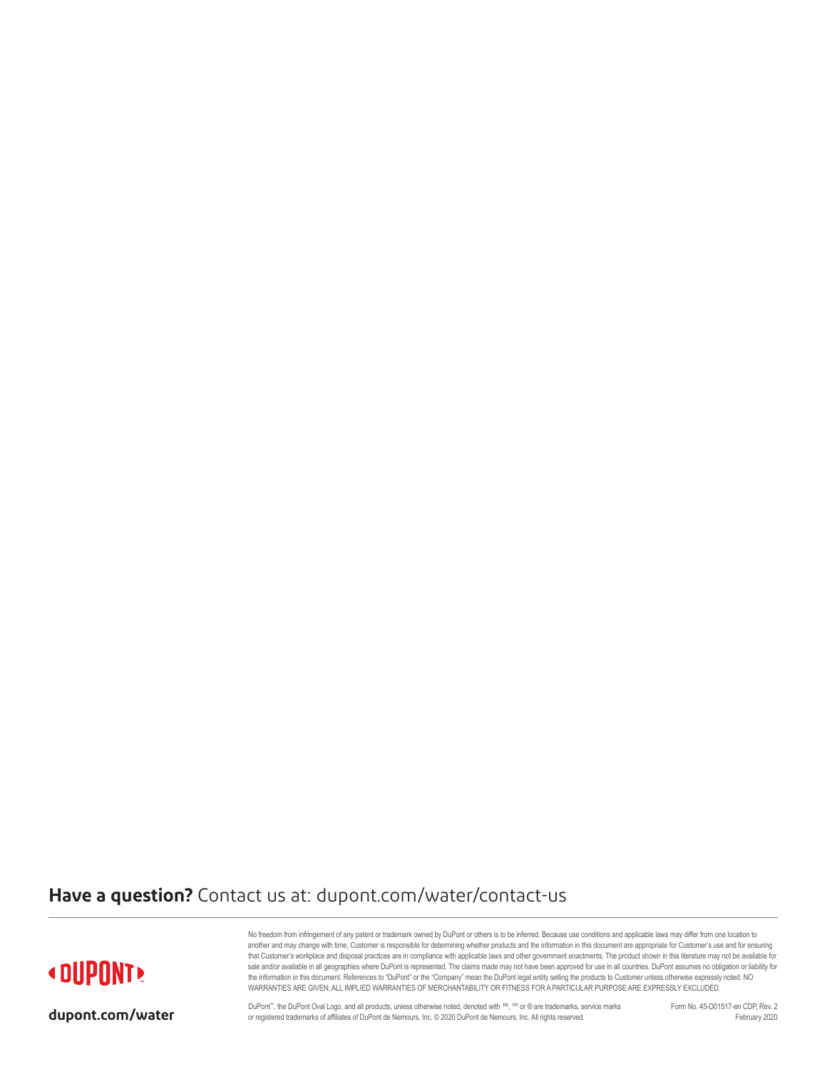**Have a question?** Contact us at: dupont.com/water/contact-us

DUPONT

**dupont.com/water**

No freedom from infringement of any patent or trademark owned by DuPont or others is to be inferred. Because use conditions and applicable laws may differ from one location to another and may change with time, Customer is responsible for determining whether products and the information in this document are appropriate for Customer's use and for ensuring that Customer's workplace and disposal practices are in compliance with applicable laws and other government enactments. The product shown in this literature may not be available for sale and/or available in all geographies where DuPont is represented. The claims made may not have been approved for use in all countries. DuPont assumes no obligation or liability for the information in this document. References to "DuPont" or the "Company" mean the DuPont legal entity selling the products to Customer unless otherwise expressly noted. NO WARRANTIES ARE GIVEN; ALL IMPLIED WARRANTIES OF MERCHANTABILITY OR FITNESS FOR A PARTICULAR PURPOSE ARE EXPRESSLY EXCLUDED.

DuPont™, the DuPont Oval Logo, and all products, unless otherwise noted, denoted with ™, ℠ or ® are trademarks, service marks or registered trademarks of affiliates of DuPont de Nemours, Inc. © 2020 DuPont de Nemours, Inc. All rights reserved.

Form No. 45-D01517-en CDP, Rev. 2
February 2020